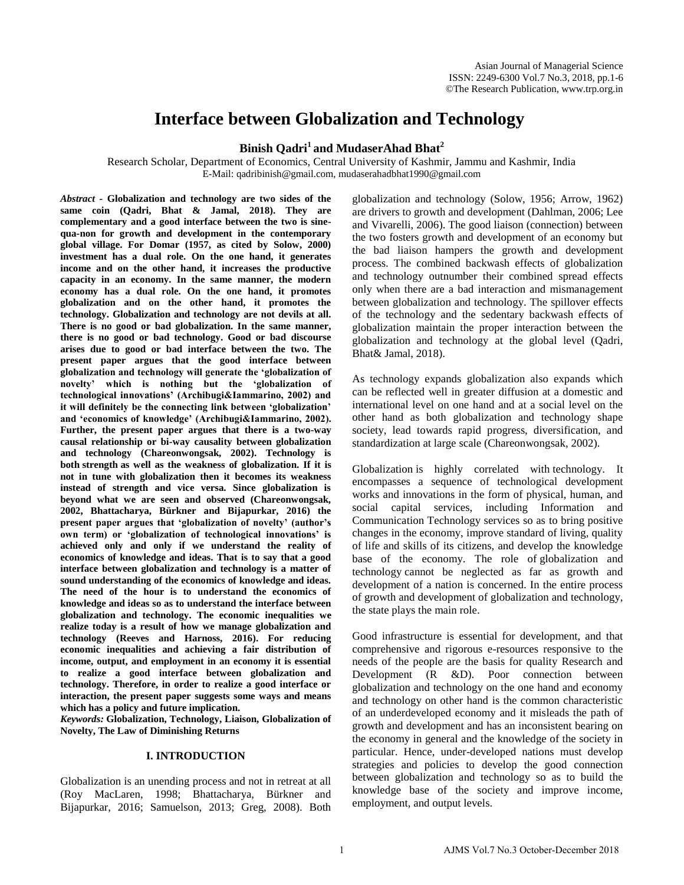# Interface between Globalization and Technology

**Binish Qadri[1] and MudaserAhad Bhat[2]**

Research Scholar, Department of Economics, Central University of Kashmir, Jammu and Kashmir, India
E-Mail: qadribinish@gmail.com, mudaserahadbhat1990@gmail.com

***Abstract*** - **Globalization and technology are two sides of the same coin (Qadri, Bhat & Jamal, 2018). They are complementary and a good interface between the two is sine-qua-non for growth and development in the contemporary global village. For Domar (1957, as cited by Solow, 2000) investment has a dual role. On the one hand, it generates income and on the other hand, it increases the productive capacity in an economy. In the same manner, the modern economy has a dual role. On the one hand, it promotes globalization and on the other hand, it promotes the technology. Globalization and technology are not devils at all. There is no good or bad globalization. In the same manner, there is no good or bad technology. Good or bad discourse arises due to good or bad interface between the two. The present paper argues that the good interface between globalization and technology will generate the 'globalization of novelty' which is nothing but the 'globalization of technological innovations' (Archibugi&Iammarino, 2002) and it will definitely be the connecting link between 'globalization' and 'economics of knowledge' (Archibugi&Iammarino, 2002). Further, the present paper argues that there is a two-way causal relationship or bi-way causality between globalization and technology (Chareonwongsak, 2002). Technology is both strength as well as the weakness of globalization. If it is not in tune with globalization then it becomes its weakness instead of strength and vice versa. Since globalization is beyond what we are seen and observed (Chareonwongsak, 2002, Bhattacharya, Bürkner and Bijapurkar, 2016) the present paper argues that 'globalization of novelty' (author's own term) or 'globalization of technological innovations' is achieved only and only if we understand the reality of economics of knowledge and ideas. That is to say that a good interface between globalization and technology is a matter of sound understanding of the economics of knowledge and ideas. The need of the hour is to understand the economics of knowledge and ideas so as to understand the interface between globalization and technology. The economic inequalities we realize today is a result of how we manage globalization and technology (Reeves and Harnoss, 2016). For reducing economic inequalities and achieving a fair distribution of income, output, and employment in an economy it is essential to realize a good interface between globalization and technology. Therefore, in order to realize a good interface or interaction, the present paper suggests some ways and means which has a policy and future implication.**

***Keywords:*** **Globalization, Technology, Liaison, Globalization of Novelty, The Law of Diminishing Returns**

## I. INTRODUCTION

Globalization is an unending process and not in retreat at all (Roy MacLaren, 1998; Bhattacharya, Bürkner and Bijapurkar, 2016; Samuelson, 2013; Greg, 2008). Both globalization and technology (Solow, 1956; Arrow, 1962) are drivers to growth and development (Dahlman, 2006; Lee and Vivarelli, 2006). The good liaison (connection) between the two fosters growth and development of an economy but the bad liaison hampers the growth and development process. The combined backwash effects of globalization and technology outnumber their combined spread effects only when there are a bad interaction and mismanagement between globalization and technology. The spillover effects of the technology and the sedentary backwash effects of globalization maintain the proper interaction between the globalization and technology at the global level (Qadri, Bhat& Jamal, 2018).

As technology expands globalization also expands which can be reflected well in greater diffusion at a domestic and international level on one hand and at a social level on the other hand as both globalization and technology shape society, lead towards rapid progress, diversification, and standardization at large scale (Chareonwongsak, 2002).

Globalization is highly correlated with technology. It encompasses a sequence of technological development works and innovations in the form of physical, human, and social capital services, including Information and Communication Technology services so as to bring positive changes in the economy, improve standard of living, quality of life and skills of its citizens, and develop the knowledge base of the economy. The role of globalization and technology cannot be neglected as far as growth and development of a nation is concerned. In the entire process of growth and development of globalization and technology, the state plays the main role.

Good infrastructure is essential for development, and that comprehensive and rigorous e-resources responsive to the needs of the people are the basis for quality Research and Development (R &D). Poor connection between globalization and technology on the one hand and economy and technology on other hand is the common characteristic of an underdeveloped economy and it misleads the path of growth and development and has an inconsistent bearing on the economy in general and the knowledge of the society in particular. Hence, under-developed nations must develop strategies and policies to develop the good connection between globalization and technology so as to build the knowledge base of the society and improve income, employment, and output levels.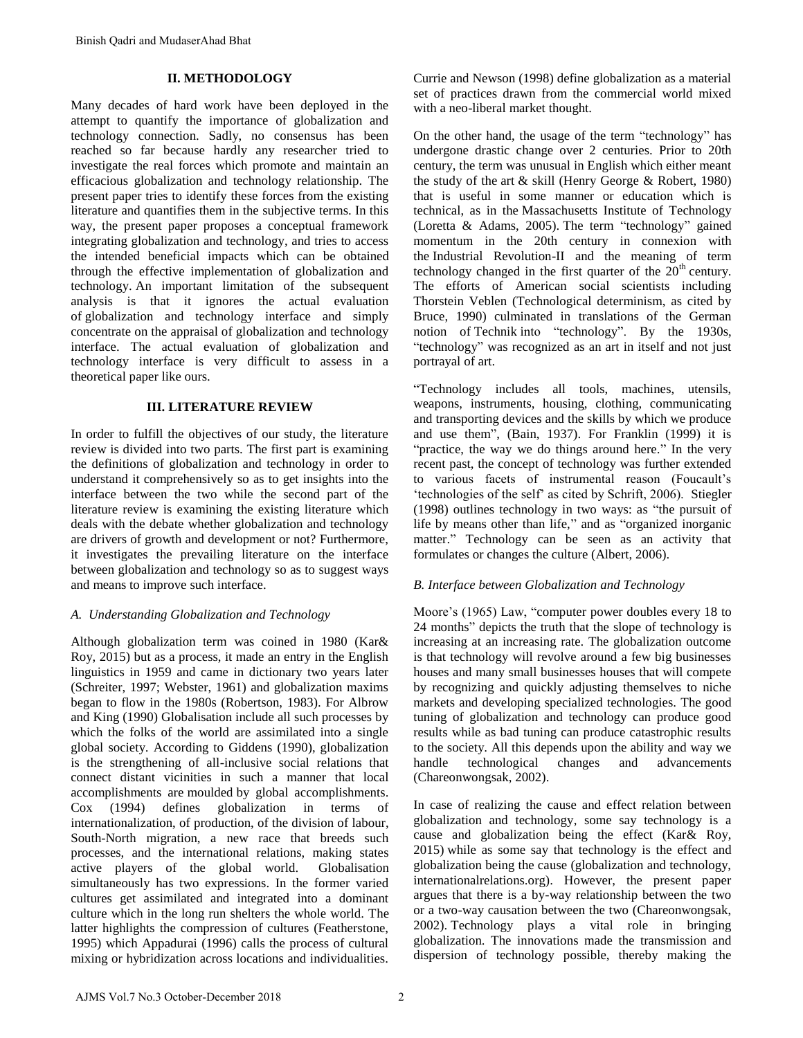## II. METHODOLOGY

Many decades of hard work have been deployed in the attempt to quantify the importance of globalization and technology connection. Sadly, no consensus has been reached so far because hardly any researcher tried to investigate the real forces which promote and maintain an efficacious globalization and technology relationship. The present paper tries to identify these forces from the existing literature and quantifies them in the subjective terms. In this way, the present paper proposes a conceptual framework integrating globalization and technology, and tries to access the intended beneficial impacts which can be obtained through the effective implementation of globalization and technology. An important limitation of the subsequent analysis is that it ignores the actual evaluation of globalization and technology interface and simply concentrate on the appraisal of globalization and technology interface. The actual evaluation of globalization and technology interface is very difficult to assess in a theoretical paper like ours.

## III. LITERATURE REVIEW

In order to fulfill the objectives of our study, the literature review is divided into two parts. The first part is examining the definitions of globalization and technology in order to understand it comprehensively so as to get insights into the interface between the two while the second part of the literature review is examining the existing literature which deals with the debate whether globalization and technology are drivers of growth and development or not? Furthermore, it investigates the prevailing literature on the interface between globalization and technology so as to suggest ways and means to improve such interface.

### *A. Understanding Globalization and Technology*

Although globalization term was coined in 1980 (Kar& Roy, 2015) but as a process, it made an entry in the English linguistics in 1959 and came in dictionary two years later (Schreiter, 1997; Webster, 1961) and globalization maxims began to flow in the 1980s (Robertson, 1983). For Albrow and King (1990) Globalisation include all such processes by which the folks of the world are assimilated into a single global society. According to Giddens (1990), globalization is the strengthening of all-inclusive social relations that connect distant vicinities in such a manner that local accomplishments are moulded by global accomplishments. Cox (1994) defines globalization in terms of internationalization, of production, of the division of labour, South-North migration, a new race that breeds such processes, and the international relations, making states active players of the global world. Globalisation simultaneously has two expressions. In the former varied cultures get assimilated and integrated into a dominant culture which in the long run shelters the whole world. The latter highlights the compression of cultures (Featherstone, 1995) which Appadurai (1996) calls the process of cultural mixing or hybridization across locations and individualities. Currie and Newson (1998) define globalization as a material set of practices drawn from the commercial world mixed with a neo-liberal market thought.

On the other hand, the usage of the term "technology" has undergone drastic change over 2 centuries. Prior to 20th century, the term was unusual in English which either meant the study of the art & skill (Henry George & Robert, 1980) that is useful in some manner or education which is technical, as in the Massachusetts Institute of Technology (Loretta & Adams, 2005). The term "technology" gained momentum in the 20th century in connexion with the Industrial Revolution-II and the meaning of term technology changed in the first quarter of the 20th century. The efforts of American social scientists including Thorstein Veblen (Technological determinism, as cited by Bruce, 1990) culminated in translations of the German notion of Technik into "technology". By the 1930s, "technology" was recognized as an art in itself and not just portrayal of art.

"Technology includes all tools, machines, utensils, weapons, instruments, housing, clothing, communicating and transporting devices and the skills by which we produce and use them", (Bain, 1937). For Franklin (1999) it is "practice, the way we do things around here." In the very recent past, the concept of technology was further extended to various facets of instrumental reason (Foucault's 'technologies of the self' as cited by Schrift, 2006). Stiegler (1998) outlines technology in two ways: as "the pursuit of life by means other than life," and as "organized inorganic matter." Technology can be seen as an activity that formulates or changes the culture (Albert, 2006).

### *B. Interface between Globalization and Technology*

Moore's (1965) Law, "computer power doubles every 18 to 24 months" depicts the truth that the slope of technology is increasing at an increasing rate. The globalization outcome is that technology will revolve around a few big businesses houses and many small businesses houses that will compete by recognizing and quickly adjusting themselves to niche markets and developing specialized technologies. The good tuning of globalization and technology can produce good results while as bad tuning can produce catastrophic results to the society. All this depends upon the ability and way we handle technological changes and advancements (Chareonwongsak, 2002).

In case of realizing the cause and effect relation between globalization and technology, some say technology is a cause and globalization being the effect (Kar& Roy, 2015) while as some say that technology is the effect and globalization being the cause (globalization and technology, internationalrelations.org). However, the present paper argues that there is a by-way relationship between the two or a two-way causation between the two (Chareonwongsak, 2002). Technology plays a vital role in bringing globalization. The innovations made the transmission and dispersion of technology possible, thereby making the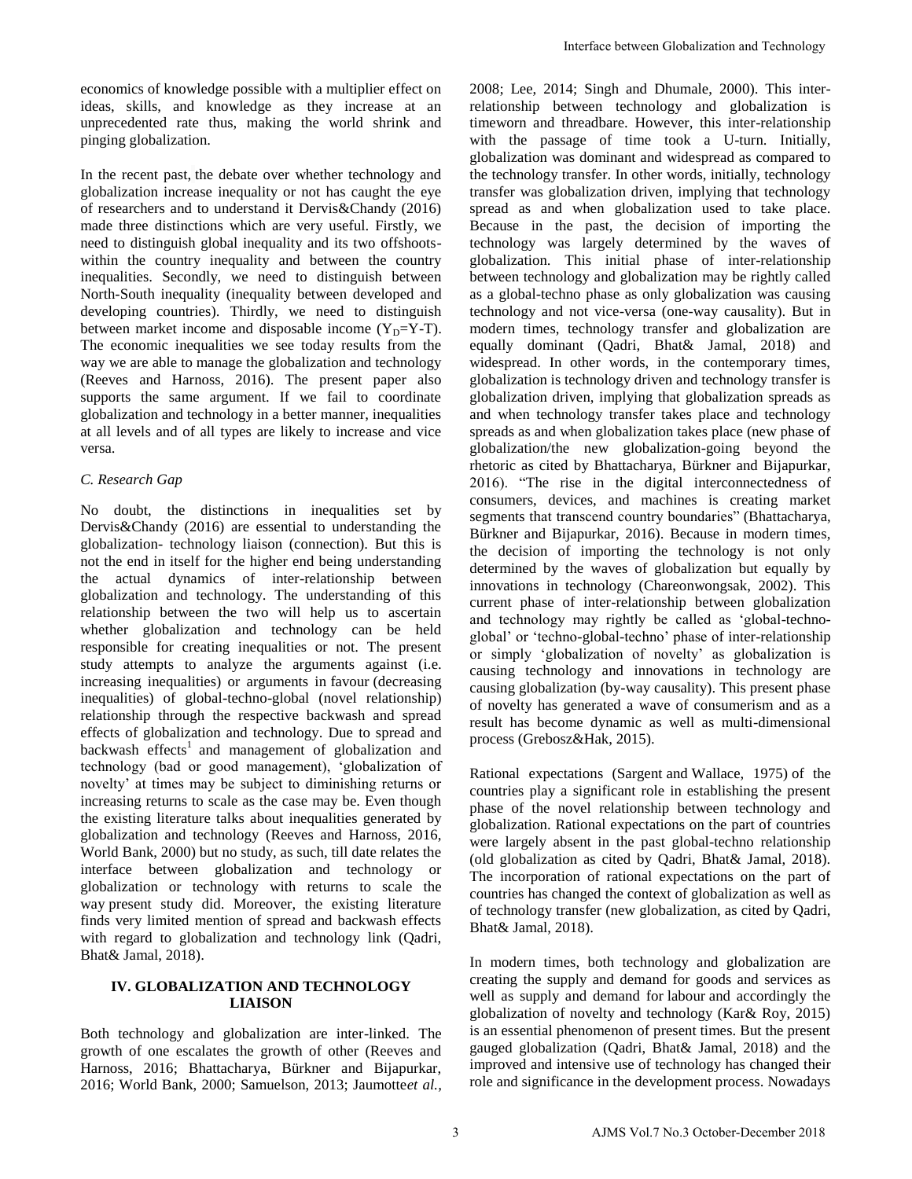economics of knowledge possible with a multiplier effect on ideas, skills, and knowledge as they increase at an unprecedented rate thus, making the world shrink and pinging globalization.

In the recent past, the debate over whether technology and globalization increase inequality or not has caught the eye of researchers and to understand it Dervis&Chandy (2016) made three distinctions which are very useful. Firstly, we need to distinguish global inequality and its two offshoots-within the country inequality and between the country inequalities. Secondly, we need to distinguish between North-South inequality (inequality between developed and developing countries). Thirdly, we need to distinguish between market income and disposable income ($Y_D$=Y-T). The economic inequalities we see today results from the way we are able to manage the globalization and technology (Reeves and Harnoss, 2016). The present paper also supports the same argument. If we fail to coordinate globalization and technology in a better manner, inequalities at all levels and of all types are likely to increase and vice versa.

### *C. Research Gap*

No doubt, the distinctions in inequalities set by Dervis&Chandy (2016) are essential to understanding the globalization- technology liaison (connection). But this is not the end in itself for the higher end being understanding the actual dynamics of inter-relationship between globalization and technology. The understanding of this relationship between the two will help us to ascertain whether globalization and technology can be held responsible for creating inequalities or not. The present study attempts to analyze the arguments against (i.e. increasing inequalities) or arguments in favour (decreasing inequalities) of global-techno-global (novel relationship) relationship through the respective backwash and spread effects of globalization and technology. Due to spread and backwash effects[1] and management of globalization and technology (bad or good management), 'globalization of novelty' at times may be subject to diminishing returns or increasing returns to scale as the case may be. Even though the existing literature talks about inequalities generated by globalization and technology (Reeves and Harnoss, 2016, World Bank, 2000) but no study, as such, till date relates the interface between globalization and technology or globalization or technology with returns to scale the way present study did. Moreover, the existing literature finds very limited mention of spread and backwash effects with regard to globalization and technology link (Qadri, Bhat& Jamal, 2018).

## IV. GLOBALIZATION AND TECHNOLOGY LIAISON

Both technology and globalization are inter-linked. The growth of one escalates the growth of other (Reeves and Harnoss, 2016; Bhattacharya, Bürkner and Bijapurkar, 2016; World Bank, 2000; Samuelson, 2013; Jaumotte*et al.*, 2008; Lee, 2014; Singh and Dhumale, 2000). This inter-relationship between technology and globalization is timeworn and threadbare. However, this inter-relationship with the passage of time took a U-turn. Initially, globalization was dominant and widespread as compared to the technology transfer. In other words, initially, technology transfer was globalization driven, implying that technology spread as and when globalization used to take place. Because in the past, the decision of importing the technology was largely determined by the waves of globalization. This initial phase of inter-relationship between technology and globalization may be rightly called as a global-techno phase as only globalization was causing technology and not vice-versa (one-way causality). But in modern times, technology transfer and globalization are equally dominant (Qadri, Bhat& Jamal, 2018) and widespread. In other words, in the contemporary times, globalization is technology driven and technology transfer is globalization driven, implying that globalization spreads as and when technology transfer takes place and technology spreads as and when globalization takes place (new phase of globalization/the new globalization-going beyond the rhetoric as cited by Bhattacharya, Bürkner and Bijapurkar, 2016). "The rise in the digital interconnectedness of consumers, devices, and machines is creating market segments that transcend country boundaries" (Bhattacharya, Bürkner and Bijapurkar, 2016). Because in modern times, the decision of importing the technology is not only determined by the waves of globalization but equally by innovations in technology (Chareonwongsak, 2002). This current phase of inter-relationship between globalization and technology may rightly be called as 'global-techno-global' or 'techno-global-techno' phase of inter-relationship or simply 'globalization of novelty' as globalization is causing technology and innovations in technology are causing globalization (by-way causality). This present phase of novelty has generated a wave of consumerism and as a result has become dynamic as well as multi-dimensional process (Grebosz&Hak, 2015).

Rational expectations (Sargent and Wallace, 1975) of the countries play a significant role in establishing the present phase of the novel relationship between technology and globalization. Rational expectations on the part of countries were largely absent in the past global-techno relationship (old globalization as cited by Qadri, Bhat& Jamal, 2018). The incorporation of rational expectations on the part of countries has changed the context of globalization as well as of technology transfer (new globalization, as cited by Qadri, Bhat& Jamal, 2018).

In modern times, both technology and globalization are creating the supply and demand for goods and services as well as supply and demand for labour and accordingly the globalization of novelty and technology (Kar& Roy, 2015) is an essential phenomenon of present times. But the present gauged globalization (Qadri, Bhat& Jamal, 2018) and the improved and intensive use of technology has changed their role and significance in the development process. Nowadays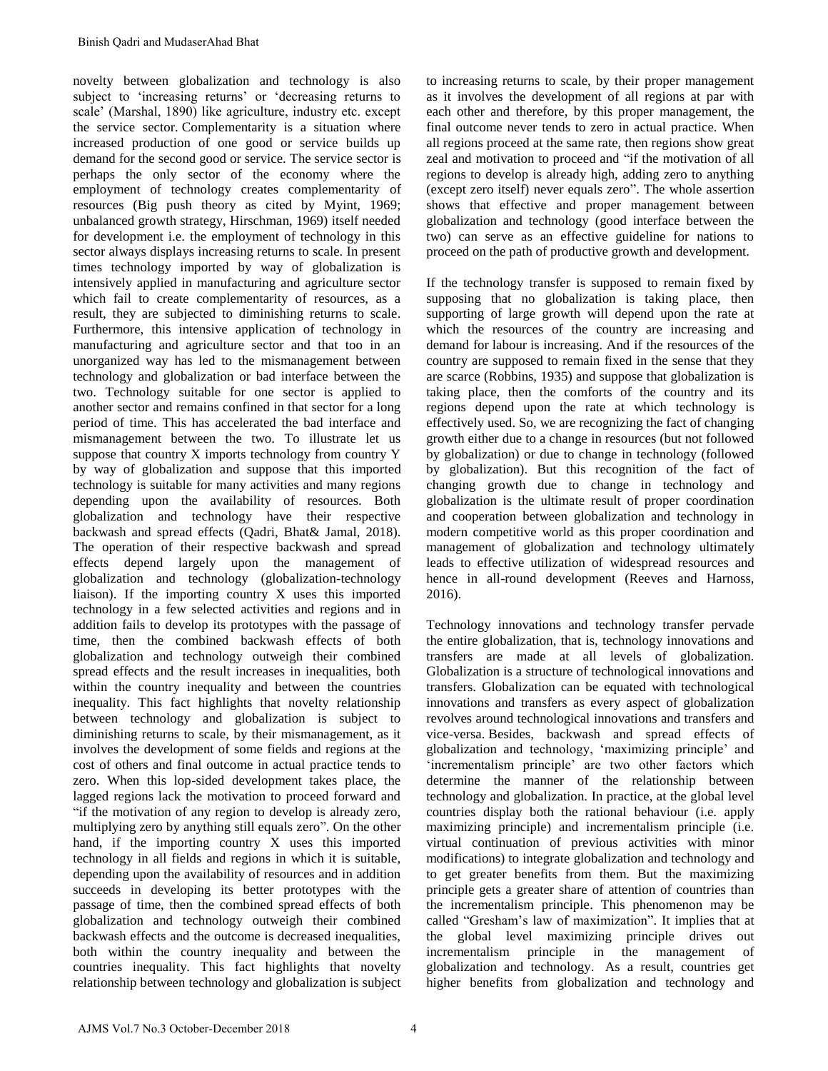novelty between globalization and technology is also subject to 'increasing returns' or 'decreasing returns to scale' (Marshal, 1890) like agriculture, industry etc. except the service sector. Complementarity is a situation where increased production of one good or service builds up demand for the second good or service. The service sector is perhaps the only sector of the economy where the employment of technology creates complementarity of resources (Big push theory as cited by Myint, 1969; unbalanced growth strategy, Hirschman, 1969) itself needed for development i.e. the employment of technology in this sector always displays increasing returns to scale. In present times technology imported by way of globalization is intensively applied in manufacturing and agriculture sector which fail to create complementarity of resources, as a result, they are subjected to diminishing returns to scale. Furthermore, this intensive application of technology in manufacturing and agriculture sector and that too in an unorganized way has led to the mismanagement between technology and globalization or bad interface between the two. Technology suitable for one sector is applied to another sector and remains confined in that sector for a long period of time. This has accelerated the bad interface and mismanagement between the two. To illustrate let us suppose that country X imports technology from country Y by way of globalization and suppose that this imported technology is suitable for many activities and many regions depending upon the availability of resources. Both globalization and technology have their respective backwash and spread effects (Qadri, Bhat& Jamal, 2018). The operation of their respective backwash and spread effects depend largely upon the management of globalization and technology (globalization-technology liaison). If the importing country X uses this imported technology in a few selected activities and regions and in addition fails to develop its prototypes with the passage of time, then the combined backwash effects of both globalization and technology outweigh their combined spread effects and the result increases in inequalities, both within the country inequality and between the countries inequality. This fact highlights that novelty relationship between technology and globalization is subject to diminishing returns to scale, by their mismanagement, as it involves the development of some fields and regions at the cost of others and final outcome in actual practice tends to zero. When this lop-sided development takes place, the lagged regions lack the motivation to proceed forward and "if the motivation of any region to develop is already zero, multiplying zero by anything still equals zero". On the other hand, if the importing country X uses this imported technology in all fields and regions in which it is suitable, depending upon the availability of resources and in addition succeeds in developing its better prototypes with the passage of time, then the combined spread effects of both globalization and technology outweigh their combined backwash effects and the outcome is decreased inequalities, both within the country inequality and between the countries inequality. This fact highlights that novelty relationship between technology and globalization is subject to increasing returns to scale, by their proper management as it involves the development of all regions at par with each other and therefore, by this proper management, the final outcome never tends to zero in actual practice. When all regions proceed at the same rate, then regions show great zeal and motivation to proceed and "if the motivation of all regions to develop is already high, adding zero to anything (except zero itself) never equals zero". The whole assertion shows that effective and proper management between globalization and technology (good interface between the two) can serve as an effective guideline for nations to proceed on the path of productive growth and development.

If the technology transfer is supposed to remain fixed by supposing that no globalization is taking place, then supporting of large growth will depend upon the rate at which the resources of the country are increasing and demand for labour is increasing. And if the resources of the country are supposed to remain fixed in the sense that they are scarce (Robbins, 1935) and suppose that globalization is taking place, then the comforts of the country and its regions depend upon the rate at which technology is effectively used. So, we are recognizing the fact of changing growth either due to a change in resources (but not followed by globalization) or due to change in technology (followed by globalization). But this recognition of the fact of changing growth due to change in technology and globalization is the ultimate result of proper coordination and cooperation between globalization and technology in modern competitive world as this proper coordination and management of globalization and technology ultimately leads to effective utilization of widespread resources and hence in all-round development (Reeves and Harnoss, 2016).

Technology innovations and technology transfer pervade the entire globalization, that is, technology innovations and transfers are made at all levels of globalization. Globalization is a structure of technological innovations and transfers. Globalization can be equated with technological innovations and transfers as every aspect of globalization revolves around technological innovations and transfers and vice-versa. Besides, backwash and spread effects of globalization and technology, 'maximizing principle' and 'incrementalism principle' are two other factors which determine the manner of the relationship between technology and globalization. In practice, at the global level countries display both the rational behaviour (i.e. apply maximizing principle) and incrementalism principle (i.e. virtual continuation of previous activities with minor modifications) to integrate globalization and technology and to get greater benefits from them. But the maximizing principle gets a greater share of attention of countries than the incrementalism principle. This phenomenon may be called "Gresham's law of maximization". It implies that at the global level maximizing principle drives out incrementalism principle in the management of globalization and technology. As a result, countries get higher benefits from globalization and technology and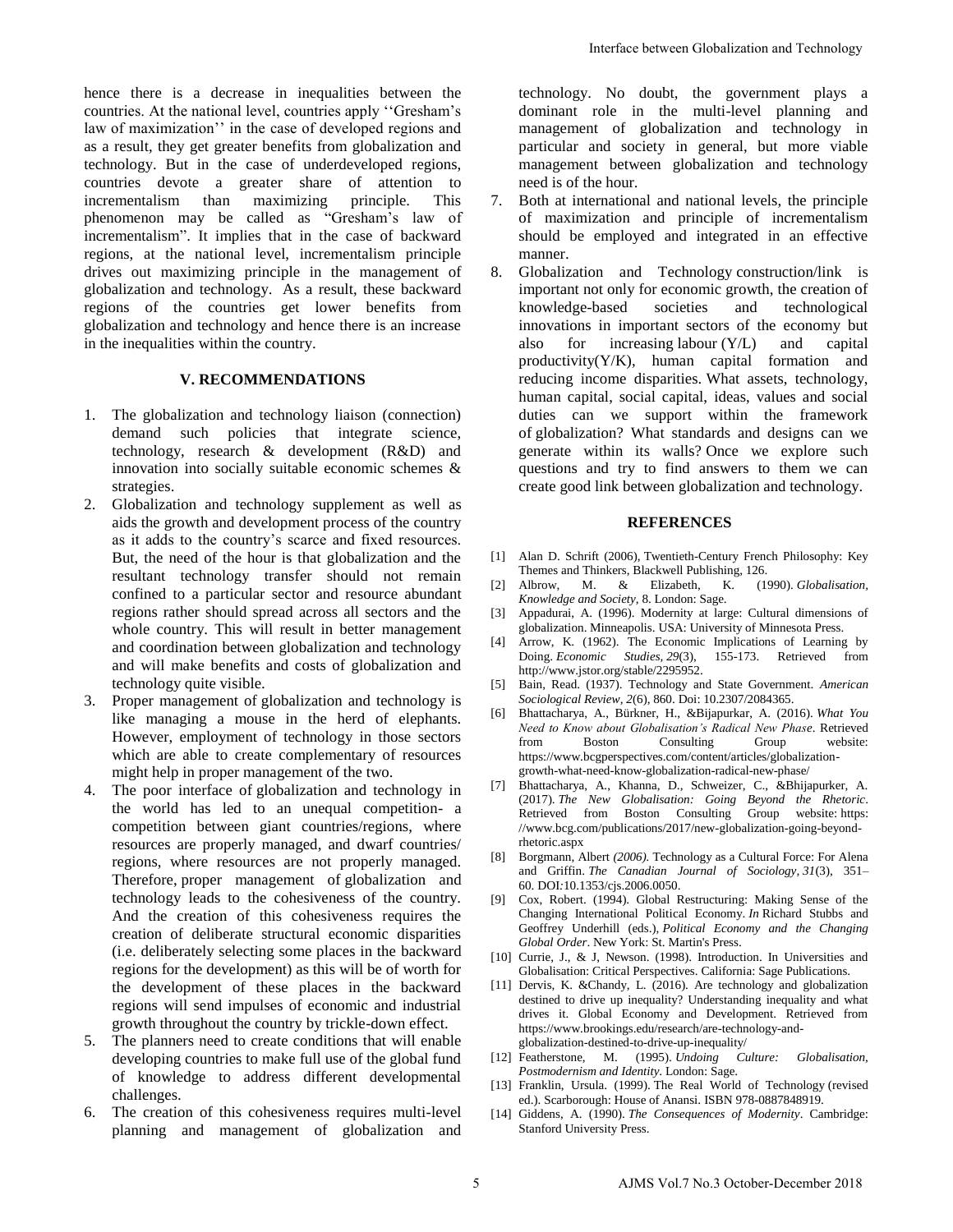hence there is a decrease in inequalities between the countries. At the national level, countries apply ''Gresham's law of maximization'' in the case of developed regions and as a result, they get greater benefits from globalization and technology. But in the case of underdeveloped regions, countries devote a greater share of attention to incrementalism than maximizing principle. This phenomenon may be called as "Gresham's law of incrementalism". It implies that in the case of backward regions, at the national level, incrementalism principle drives out maximizing principle in the management of globalization and technology. As a result, these backward regions of the countries get lower benefits from globalization and technology and hence there is an increase in the inequalities within the country.

## V. RECOMMENDATIONS

1. The globalization and technology liaison (connection) demand such policies that integrate science, technology, research & development (R&D) and innovation into socially suitable economic schemes & strategies.
2. Globalization and technology supplement as well as aids the growth and development process of the country as it adds to the country's scarce and fixed resources. But, the need of the hour is that globalization and the resultant technology transfer should not remain confined to a particular sector and resource abundant regions rather should spread across all sectors and the whole country. This will result in better management and coordination between globalization and technology and will make benefits and costs of globalization and technology quite visible.
3. Proper management of globalization and technology is like managing a mouse in the herd of elephants. However, employment of technology in those sectors which are able to create complementary of resources might help in proper management of the two.
4. The poor interface of globalization and technology in the world has led to an unequal competition- a competition between giant countries/regions, where resources are properly managed, and dwarf countries/ regions, where resources are not properly managed. Therefore, proper management of globalization and technology leads to the cohesiveness of the country. And the creation of this cohesiveness requires the creation of deliberate structural economic disparities (i.e. deliberately selecting some places in the backward regions for the development) as this will be of worth for the development of these places in the backward regions will send impulses of economic and industrial growth throughout the country by trickle-down effect.
5. The planners need to create conditions that will enable developing countries to make full use of the global fund of knowledge to address different developmental challenges.
6. The creation of this cohesiveness requires multi-level planning and management of globalization and technology. No doubt, the government plays a dominant role in the multi-level planning and management of globalization and technology in particular and society in general, but more viable management between globalization and technology need is of the hour.
7. Both at international and national levels, the principle of maximization and principle of incrementalism should be employed and integrated in an effective manner.
8. Globalization and Technology construction/link is important not only for economic growth, the creation of knowledge-based societies and technological innovations in important sectors of the economy but also for increasing labour (Y/L) and capital productivity(Y/K), human capital formation and reducing income disparities. What assets, technology, human capital, social capital, ideas, values and social duties can we support within the framework of globalization? What standards and designs can we generate within its walls? Once we explore such questions and try to find answers to them we can create good link between globalization and technology.

## REFERENCES

[1] Alan D. Schrift (2006), Twentieth-Century French Philosophy: Key Themes and Thinkers, Blackwell Publishing, 126.

[2] Albrow, M. & Elizabeth, K. (1990). *Globalisation, Knowledge and Society*, 8. London: Sage.

[3] Appadurai, A. (1996). Modernity at large: Cultural dimensions of globalization. Minneapolis. USA: University of Minnesota Press.

[4] Arrow, K. (1962). The Economic Implications of Learning by Doing. *Economic Studies, 29*(3), 155-173. Retrieved from http://www.jstor.org/stable/2295952.

[5] Bain, Read. (1937). Technology and State Government. *American Sociological Review, 2*(6), 860. Doi: 10.2307/2084365.

[6] Bhattacharya, A., Bürkner, H., &Bijapurkar, A. (2016). *What You Need to Know about Globalisation's Radical New Phase*. Retrieved from Boston Consulting Group website: https://www.bcgperspectives.com/content/articles/globalization-growth-what-need-know-globalization-radical-new-phase/

[7] Bhattacharya, A., Khanna, D., Schweizer, C., &Bhijapurker, A. (2017). *The New Globalisation: Going Beyond the Rhetoric*. Retrieved from Boston Consulting Group website: https: //www.bcg.com/publications/2017/new-globalization-going-beyond-rhetoric.aspx

[8] Borgmann, Albert *(2006).* Technology as a Cultural Force: For Alena and Griffin. *The Canadian Journal of Sociology, 31*(3), 351–60. DOI:10.1353/cjs.2006.0050.

[9] Cox, Robert. (1994). Global Restructuring: Making Sense of the Changing International Political Economy. *In* Richard Stubbs and Geoffrey Underhill (eds.), *Political Economy and the Changing Global Order*. New York: St. Martin's Press.

[10] Currie, J., & J, Newson. (1998). Introduction. In Universities and Globalisation: Critical Perspectives. California: Sage Publications.

[11] Dervis, K. &Chandy, L. (2016). Are technology and globalization destined to drive up inequality? Understanding inequality and what drives it. Global Economy and Development. Retrieved from https://www.brookings.edu/research/are-technology-and-globalization-destined-to-drive-up-inequality/

[12] Featherstone, M. (1995). *Undoing Culture: Globalisation, Postmodernism and Identity*. London: Sage.

[13] Franklin, Ursula. (1999). The Real World of Technology (revised ed.). Scarborough: House of Anansi. ISBN 978-0887848919.

[14] Giddens, A. (1990). *The Consequences of Modernity*. Cambridge: Stanford University Press.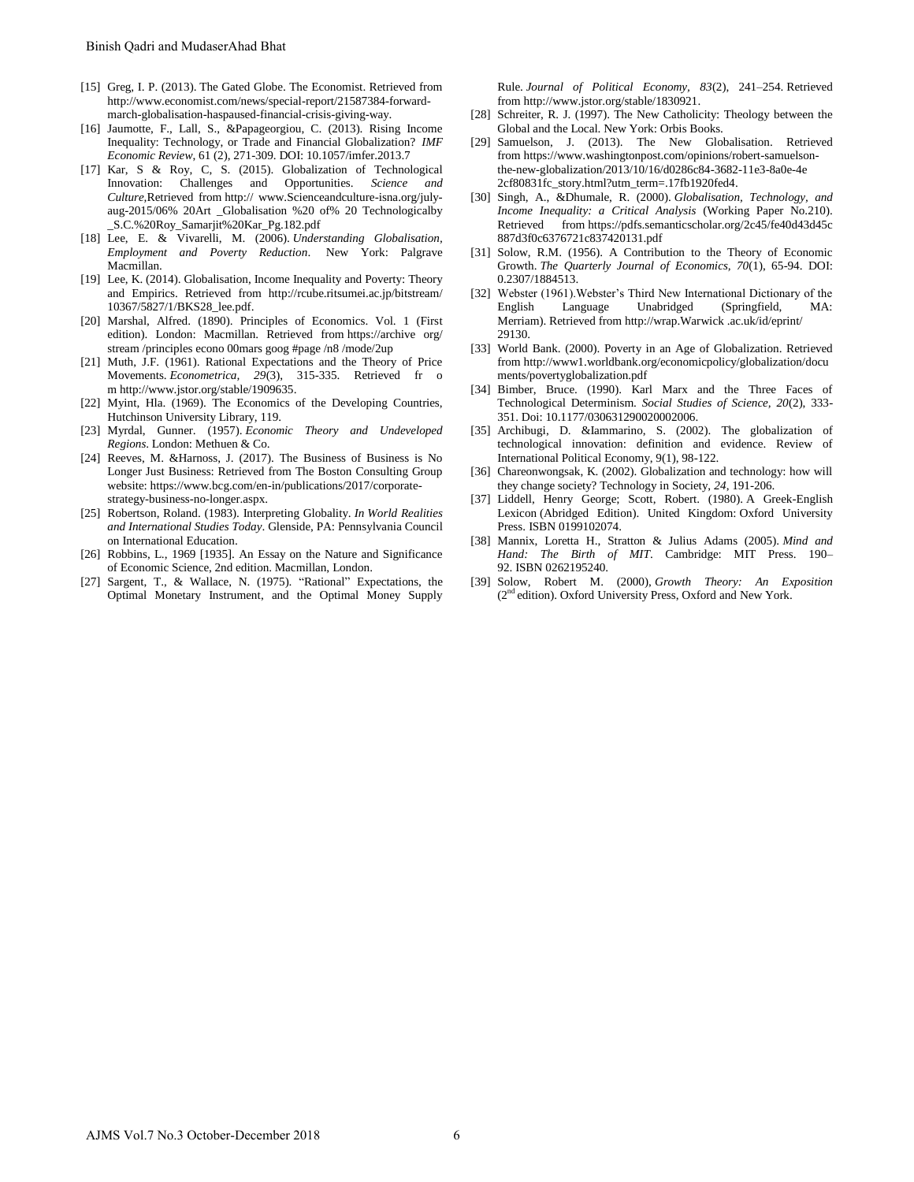[15] Greg, I. P. (2013). The Gated Globe. The Economist. Retrieved from http://www.economist.com/news/special-report/21587384-forward-march-globalisation-haspaused-financial-crisis-giving-way.

[16] Jaumotte, F., Lall, S., &Papageorgiou, C. (2013). Rising Income Inequality: Technology, or Trade and Financial Globalization? *IMF Economic Review*, 61 (2), 271-309. DOI: 10.1057/imfer.2013.7

[17] Kar, S & Roy, C, S. (2015). Globalization of Technological Innovation: Challenges and Opportunities. *Science and Culture*,Retrieved from http:// www.Scienceandculture-isna.org/july-aug-2015/06% 20Art _Globalisation %20 of% 20 Technologicalby _S.C.%20Roy_Samarjit%20Kar_Pg.182.pdf

[18] Lee, E. & Vivarelli, M. (2006). *Understanding Globalisation, Employment and Poverty Reduction*. New York: Palgrave Macmillan.

[19] Lee, K. (2014). Globalisation, Income Inequality and Poverty: Theory and Empirics. Retrieved from http://rcube.ritsumei.ac.jp/bitstream/ 10367/5827/1/BKS28_lee.pdf.

[20] Marshal, Alfred. (1890). Principles of Economics. Vol. 1 (First edition). London: Macmillan. Retrieved from https://archive org/ stream /principles econo 00mars goog #page /n8 /mode/2up

[21] Muth, J.F. (1961). Rational Expectations and the Theory of Price Movements. *Econometrica, 29*(3), 315-335. Retrieved fr o m http://www.jstor.org/stable/1909635.

[22] Myint, Hla. (1969). The Economics of the Developing Countries, Hutchinson University Library, 119.

[23] Myrdal, Gunner. (1957). *Economic Theory and Undeveloped Regions*. London: Methuen & Co.

[24] Reeves, M. &Harnoss, J. (2017). The Business of Business is No Longer Just Business: Retrieved from The Boston Consulting Group website: https://www.bcg.com/en-in/publications/2017/corporate-strategy-business-no-longer.aspx.

[25] Robertson, Roland. (1983). Interpreting Globality. *In World Realities and International Studies Today*. Glenside, PA: Pennsylvania Council on International Education.

[26] Robbins, L., 1969 [1935]. An Essay on the Nature and Significance of Economic Science, 2nd edition. Macmillan, London.

[27] Sargent, T., & Wallace, N. (1975). "Rational" Expectations, the Optimal Monetary Instrument, and the Optimal Money Supply Rule. *Journal of Political Economy*, *83*(2), 241–254. Retrieved from http://www.jstor.org/stable/1830921.

[28] Schreiter, R. J. (1997). The New Catholicity: Theology between the Global and the Local. New York: Orbis Books.

[29] Samuelson, J. (2013). The New Globalisation. Retrieved from https://www.washingtonpost.com/opinions/robert-samuelson-the-new-globalization/2013/10/16/d0286c84-3682-11e3-8a0e-4e 2cf80831fc_story.html?utm_term=.17fb1920fed4.

[30] Singh, A., &Dhumale, R. (2000). *Globalisation, Technology, and Income Inequality: a Critical Analysis* (Working Paper No.210). Retrieved from https://pdfs.semanticscholar.org/2c45/fe40d43d45c 887d3f0c6376721c837420131.pdf

[31] Solow, R.M. (1956). A Contribution to the Theory of Economic Growth. *The Quarterly Journal of Economics, 70*(1), 65-94. DOI: 0.2307/1884513.

[32] Webster (1961).Webster's Third New International Dictionary of the English Language Unabridged (Springfield, MA: Merriam). Retrieved from http://wrap.Warwick .ac.uk/id/eprint/ 29130.

[33] World Bank. (2000). Poverty in an Age of Globalization. Retrieved from http://www1.worldbank.org/economicpolicy/globalization/documents/povertyglobalization.pdf

[34] Bimber, Bruce. (1990). Karl Marx and the Three Faces of Technological Determinism. *Social Studies of Science, 20*(2), 333-351. Doi: 10.1177/030631290020002006.

[35] Archibugi, D. &Iammarino, S. (2002). The globalization of technological innovation: definition and evidence. Review of International Political Economy, 9(1), 98-122.

[36] Chareonwongsak, K. (2002). Globalization and technology: how will they change society? Technology in Society, *24*, 191-206.

[37] Liddell, Henry George; Scott, Robert. (1980). A Greek-English Lexicon (Abridged Edition). United Kingdom: Oxford University Press. ISBN 0199102074.

[38] Mannix, Loretta H., Stratton & Julius Adams (2005). *Mind and Hand: The Birth of MIT*. Cambridge: MIT Press. 190–92. ISBN 0262195240.

[39] Solow, Robert M. (2000), *Growth Theory: An Exposition* (2nd edition). Oxford University Press, Oxford and New York.